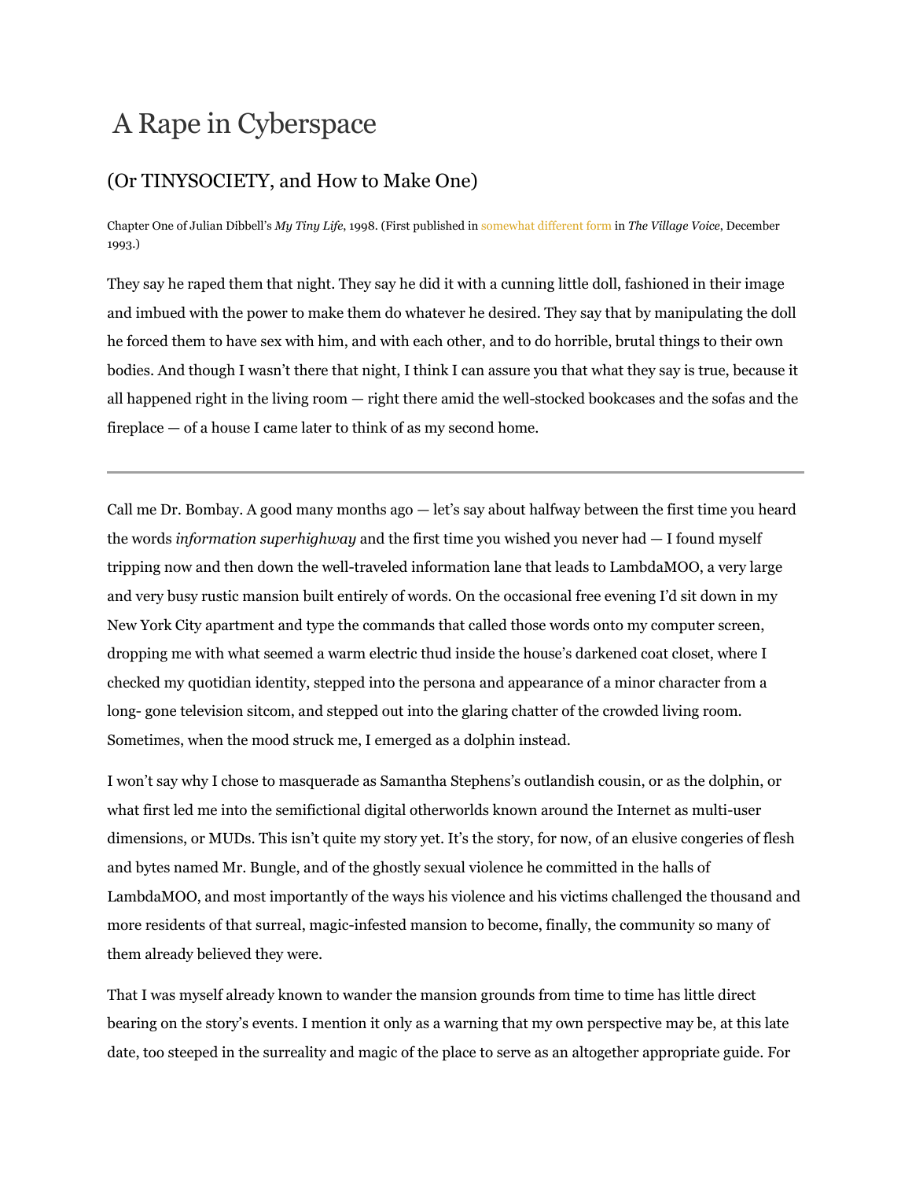# A Rape in Cyberspace

## (Or TINYSOCIETY, and How to Make One)

Chapter One of Julian Dibbell's *My Tiny Life*, 1998. (First published in somewhat different form in *The Village Voice*, December 1993.)

They say he raped them that night. They say he did it with a cunning little doll, fashioned in their image and imbued with the power to make them do whatever he desired. They say that by manipulating the doll he forced them to have sex with him, and with each other, and to do horrible, brutal things to their own bodies. And though I wasn't there that night, I think I can assure you that what they say is true, because it all happened right in the living room — right there amid the well-stocked bookcases and the sofas and the fireplace — of a house I came later to think of as my second home.

---

Call me Dr. Bombay. A good many months ago — let's say about halfway between the first time you heard the words *information superhighway* and the first time you wished you never had — I found myself tripping now and then down the well-traveled information lane that leads to LambdaMOO, a very large and very busy rustic mansion built entirely of words. On the occasional free evening I'd sit down in my New York City apartment and type the commands that called those words onto my computer screen, dropping me with what seemed a warm electric thud inside the house's darkened coat closet, where I checked my quotidian identity, stepped into the persona and appearance of a minor character from a long- gone television sitcom, and stepped out into the glaring chatter of the crowded living room. Sometimes, when the mood struck me, I emerged as a dolphin instead.

I won't say why I chose to masquerade as Samantha Stephens's outlandish cousin, or as the dolphin, or what first led me into the semifictional digital otherworlds known around the Internet as multi-user dimensions, or MUDs. This isn't quite my story yet. It's the story, for now, of an elusive congeries of flesh and bytes named Mr. Bungle, and of the ghostly sexual violence he committed in the halls of LambdaMOO, and most importantly of the ways his violence and his victims challenged the thousand and more residents of that surreal, magic-infested mansion to become, finally, the community so many of them already believed they were.

That I was myself already known to wander the mansion grounds from time to time has little direct bearing on the story's events. I mention it only as a warning that my own perspective may be, at this late date, too steeped in the surreality and magic of the place to serve as an altogether appropriate guide. For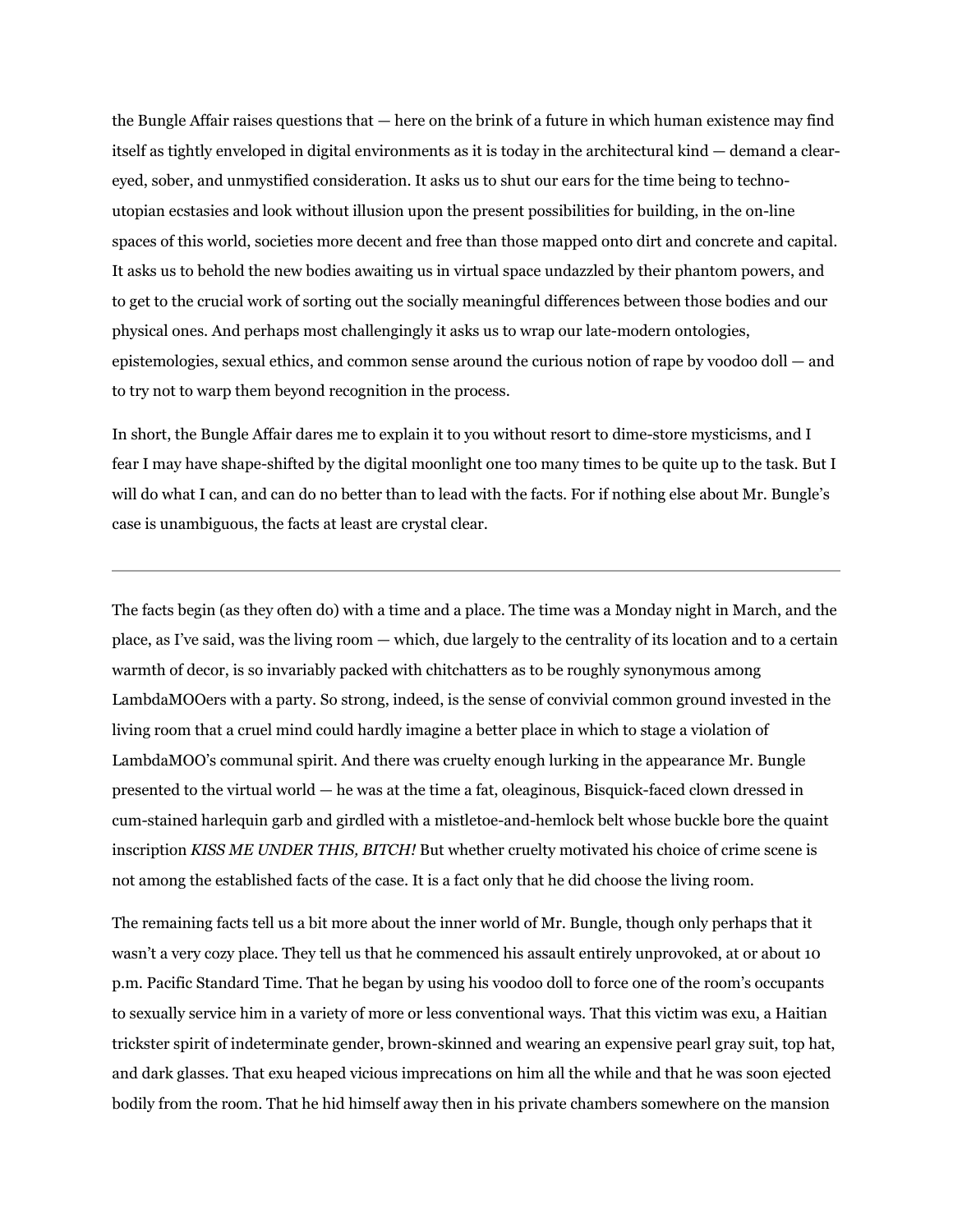the Bungle Affair raises questions that — here on the brink of a future in which human existence may find itself as tightly enveloped in digital environments as it is today in the architectural kind — demand a clear-eyed, sober, and unmystified consideration. It asks us to shut our ears for the time being to techno-utopian ecstasies and look without illusion upon the present possibilities for building, in the on-line spaces of this world, societies more decent and free than those mapped onto dirt and concrete and capital. It asks us to behold the new bodies awaiting us in virtual space undazzled by their phantom powers, and to get to the crucial work of sorting out the socially meaningful differences between those bodies and our physical ones. And perhaps most challengingly it asks us to wrap our late-modern ontologies, epistemologies, sexual ethics, and common sense around the curious notion of rape by voodoo doll — and to try not to warp them beyond recognition in the process.

In short, the Bungle Affair dares me to explain it to you without resort to dime-store mysticisms, and I fear I may have shape-shifted by the digital moonlight one too many times to be quite up to the task. But I will do what I can, and can do no better than to lead with the facts. For if nothing else about Mr. Bungle's case is unambiguous, the facts at least are crystal clear.

---

The facts begin (as they often do) with a time and a place. The time was a Monday night in March, and the place, as I've said, was the living room — which, due largely to the centrality of its location and to a certain warmth of decor, is so invariably packed with chitchatters as to be roughly synonymous among LambdaMOOers with a party. So strong, indeed, is the sense of convivial common ground invested in the living room that a cruel mind could hardly imagine a better place in which to stage a violation of LambdaMOO's communal spirit. And there was cruelty enough lurking in the appearance Mr. Bungle presented to the virtual world — he was at the time a fat, oleaginous, Bisquick-faced clown dressed in cum-stained harlequin garb and girdled with a mistletoe-and-hemlock belt whose buckle bore the quaint inscription *KISS ME UNDER THIS, BITCH!* But whether cruelty motivated his choice of crime scene is not among the established facts of the case. It is a fact only that he did choose the living room.

The remaining facts tell us a bit more about the inner world of Mr. Bungle, though only perhaps that it wasn't a very cozy place. They tell us that he commenced his assault entirely unprovoked, at or about 10 p.m. Pacific Standard Time. That he began by using his voodoo doll to force one of the room's occupants to sexually service him in a variety of more or less conventional ways. That this victim was exu, a Haitian trickster spirit of indeterminate gender, brown-skinned and wearing an expensive pearl gray suit, top hat, and dark glasses. That exu heaped vicious imprecations on him all the while and that he was soon ejected bodily from the room. That he hid himself away then in his private chambers somewhere on the mansion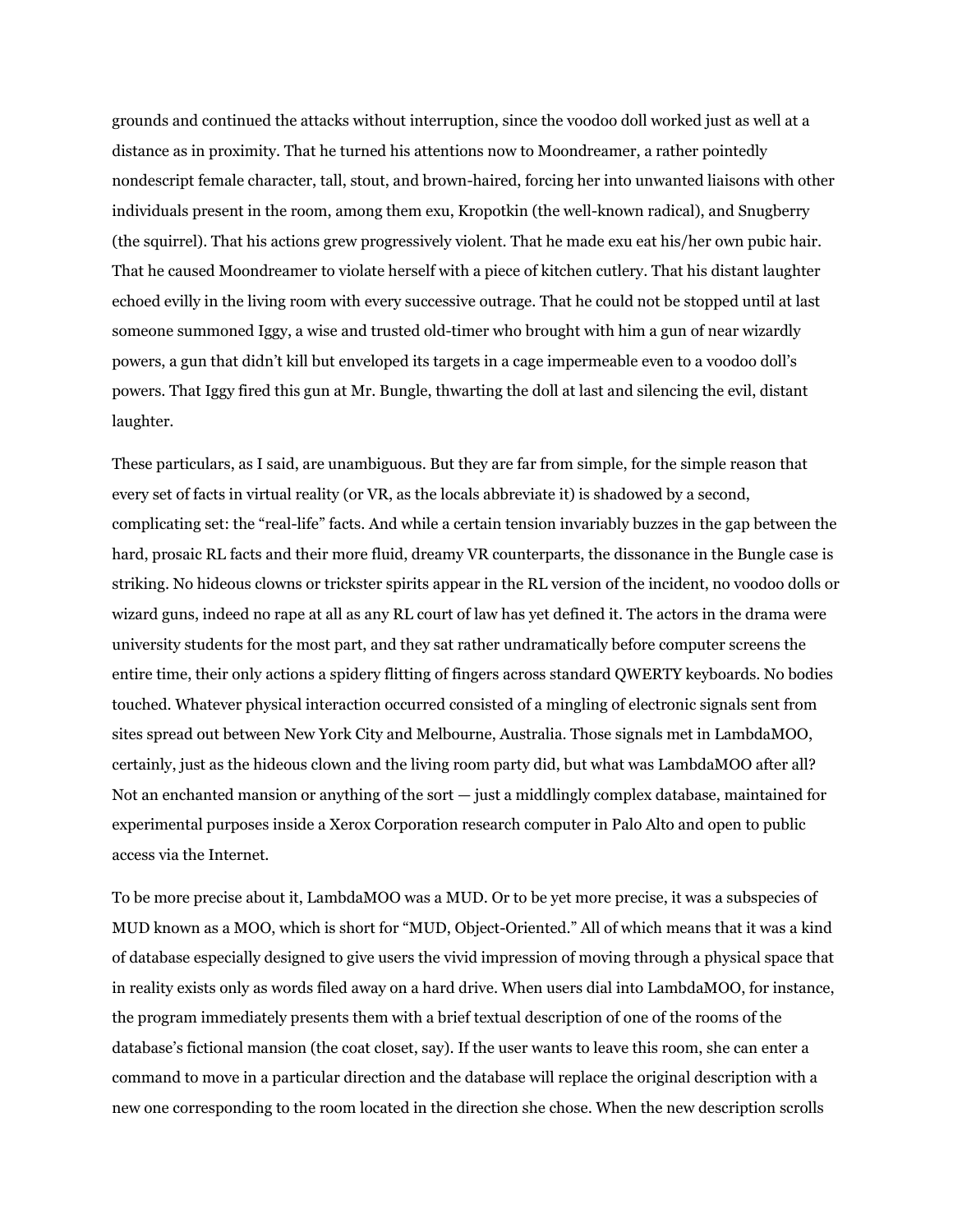grounds and continued the attacks without interruption, since the voodoo doll worked just as well at a distance as in proximity. That he turned his attentions now to Moondreamer, a rather pointedly nondescript female character, tall, stout, and brown-haired, forcing her into unwanted liaisons with other individuals present in the room, among them exu, Kropotkin (the well-known radical), and Snugberry (the squirrel). That his actions grew progressively violent. That he made exu eat his/her own pubic hair. That he caused Moondreamer to violate herself with a piece of kitchen cutlery. That his distant laughter echoed evilly in the living room with every successive outrage. That he could not be stopped until at last someone summoned Iggy, a wise and trusted old-timer who brought with him a gun of near wizardly powers, a gun that didn't kill but enveloped its targets in a cage impermeable even to a voodoo doll's powers. That Iggy fired this gun at Mr. Bungle, thwarting the doll at last and silencing the evil, distant laughter.

These particulars, as I said, are unambiguous. But they are far from simple, for the simple reason that every set of facts in virtual reality (or VR, as the locals abbreviate it) is shadowed by a second, complicating set: the "real-life" facts. And while a certain tension invariably buzzes in the gap between the hard, prosaic RL facts and their more fluid, dreamy VR counterparts, the dissonance in the Bungle case is striking. No hideous clowns or trickster spirits appear in the RL version of the incident, no voodoo dolls or wizard guns, indeed no rape at all as any RL court of law has yet defined it. The actors in the drama were university students for the most part, and they sat rather undramatically before computer screens the entire time, their only actions a spidery flitting of fingers across standard QWERTY keyboards. No bodies touched. Whatever physical interaction occurred consisted of a mingling of electronic signals sent from sites spread out between New York City and Melbourne, Australia. Those signals met in LambdaMOO, certainly, just as the hideous clown and the living room party did, but what was LambdaMOO after all? Not an enchanted mansion or anything of the sort — just a middlingly complex database, maintained for experimental purposes inside a Xerox Corporation research computer in Palo Alto and open to public access via the Internet.

To be more precise about it, LambdaMOO was a MUD. Or to be yet more precise, it was a subspecies of MUD known as a MOO, which is short for "MUD, Object-Oriented." All of which means that it was a kind of database especially designed to give users the vivid impression of moving through a physical space that in reality exists only as words filed away on a hard drive. When users dial into LambdaMOO, for instance, the program immediately presents them with a brief textual description of one of the rooms of the database's fictional mansion (the coat closet, say). If the user wants to leave this room, she can enter a command to move in a particular direction and the database will replace the original description with a new one corresponding to the room located in the direction she chose. When the new description scrolls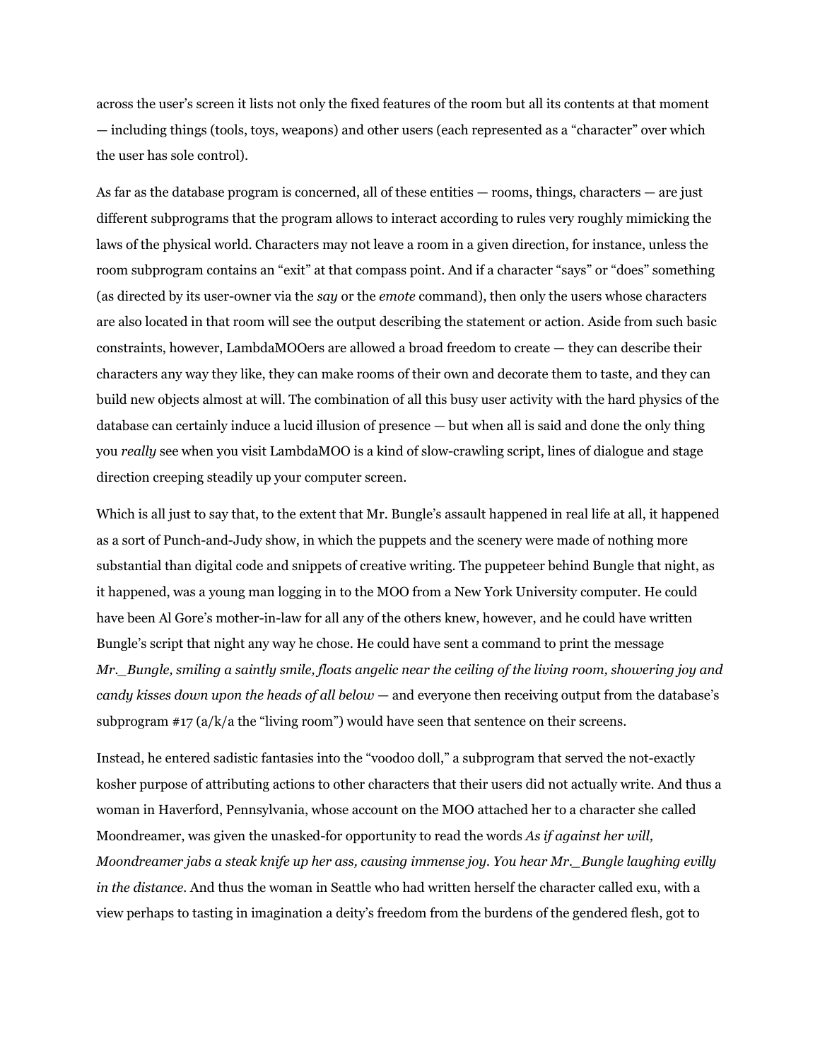across the user's screen it lists not only the fixed features of the room but all its contents at that moment — including things (tools, toys, weapons) and other users (each represented as a "character" over which the user has sole control).

As far as the database program is concerned, all of these entities — rooms, things, characters — are just different subprograms that the program allows to interact according to rules very roughly mimicking the laws of the physical world. Characters may not leave a room in a given direction, for instance, unless the room subprogram contains an "exit" at that compass point. And if a character "says" or "does" something (as directed by its user-owner via the *say* or the *emote* command), then only the users whose characters are also located in that room will see the output describing the statement or action. Aside from such basic constraints, however, LambdaMOOers are allowed a broad freedom to create — they can describe their characters any way they like, they can make rooms of their own and decorate them to taste, and they can build new objects almost at will. The combination of all this busy user activity with the hard physics of the database can certainly induce a lucid illusion of presence — but when all is said and done the only thing you *really* see when you visit LambdaMOO is a kind of slow-crawling script, lines of dialogue and stage direction creeping steadily up your computer screen.

Which is all just to say that, to the extent that Mr. Bungle's assault happened in real life at all, it happened as a sort of Punch-and-Judy show, in which the puppets and the scenery were made of nothing more substantial than digital code and snippets of creative writing. The puppeteer behind Bungle that night, as it happened, was a young man logging in to the MOO from a New York University computer. He could have been Al Gore's mother-in-law for all any of the others knew, however, and he could have written Bungle's script that night any way he chose. He could have sent a command to print the message *Mr._Bungle, smiling a saintly smile, floats angelic near the ceiling of the living room, showering joy and candy kisses down upon the heads of all below* — and everyone then receiving output from the database's subprogram #17 (a/k/a the "living room") would have seen that sentence on their screens.

Instead, he entered sadistic fantasies into the "voodoo doll," a subprogram that served the not-exactly kosher purpose of attributing actions to other characters that their users did not actually write. And thus a woman in Haverford, Pennsylvania, whose account on the MOO attached her to a character she called Moondreamer, was given the unasked-for opportunity to read the words *As if against her will, Moondreamer jabs a steak knife up her ass, causing immense joy. You hear Mr._Bungle laughing evilly in the distance*. And thus the woman in Seattle who had written herself the character called exu, with a view perhaps to tasting in imagination a deity's freedom from the burdens of the gendered flesh, got to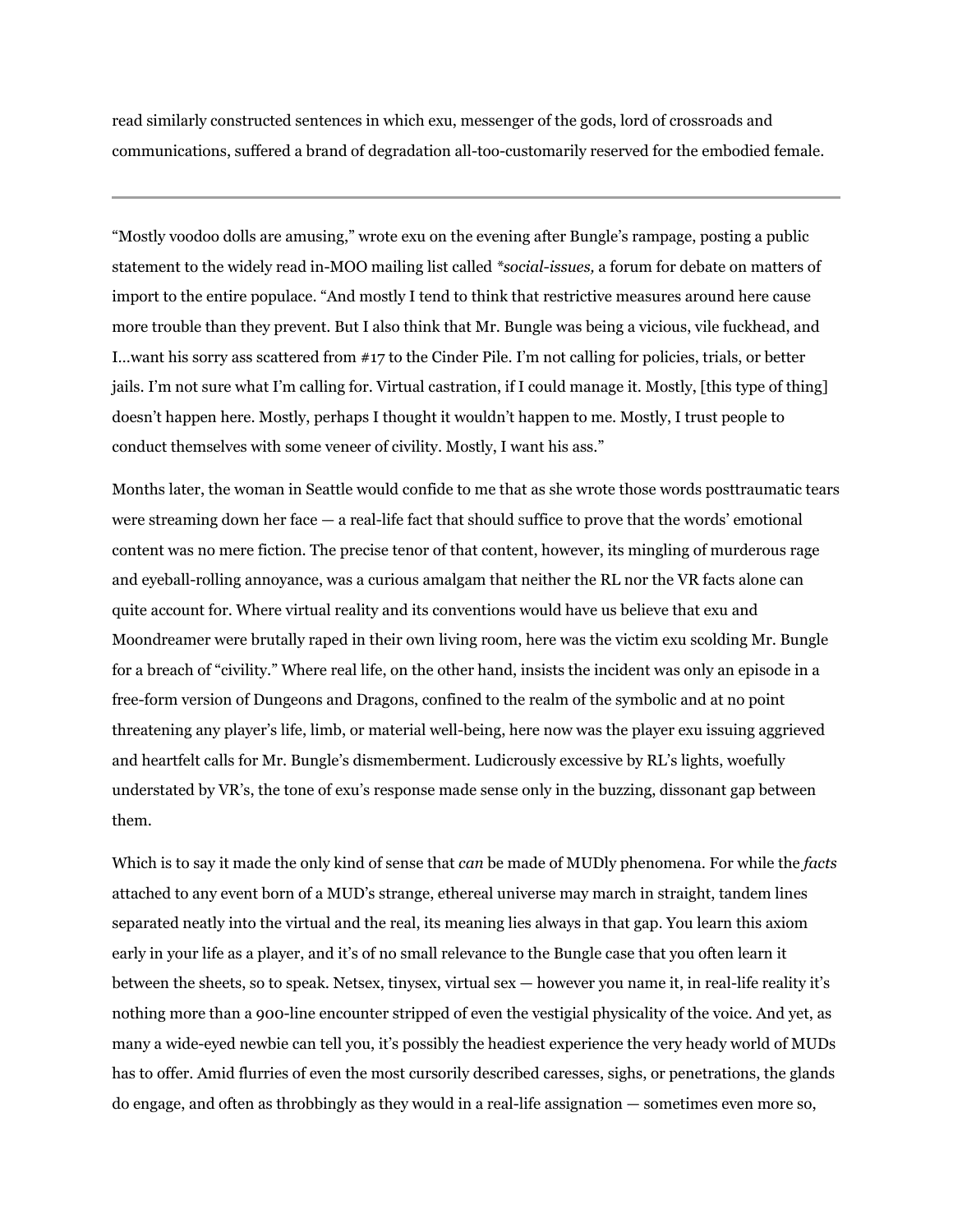read similarly constructed sentences in which exu, messenger of the gods, lord of crossroads and communications, suffered a brand of degradation all-too-customarily reserved for the embodied female.

---

"Mostly voodoo dolls are amusing," wrote exu on the evening after Bungle's rampage, posting a public statement to the widely read in-MOO mailing list called *\*social-issues,* a forum for debate on matters of import to the entire populace. "And mostly I tend to think that restrictive measures around here cause more trouble than they prevent. But I also think that Mr. Bungle was being a vicious, vile fuckhead, and I…want his sorry ass scattered from #17 to the Cinder Pile. I'm not calling for policies, trials, or better jails. I'm not sure what I'm calling for. Virtual castration, if I could manage it. Mostly, [this type of thing] doesn't happen here. Mostly, perhaps I thought it wouldn't happen to me. Mostly, I trust people to conduct themselves with some veneer of civility. Mostly, I want his ass."

Months later, the woman in Seattle would confide to me that as she wrote those words posttraumatic tears were streaming down her face — a real-life fact that should suffice to prove that the words' emotional content was no mere fiction. The precise tenor of that content, however, its mingling of murderous rage and eyeball-rolling annoyance, was a curious amalgam that neither the RL nor the VR facts alone can quite account for. Where virtual reality and its conventions would have us believe that exu and Moondreamer were brutally raped in their own living room, here was the victim exu scolding Mr. Bungle for a breach of "civility." Where real life, on the other hand, insists the incident was only an episode in a free-form version of Dungeons and Dragons, confined to the realm of the symbolic and at no point threatening any player's life, limb, or material well-being, here now was the player exu issuing aggrieved and heartfelt calls for Mr. Bungle's dismemberment. Ludicrously excessive by RL's lights, woefully understated by VR's, the tone of exu's response made sense only in the buzzing, dissonant gap between them.

Which is to say it made the only kind of sense that *can* be made of MUDly phenomena. For while the *facts* attached to any event born of a MUD's strange, ethereal universe may march in straight, tandem lines separated neatly into the virtual and the real, its meaning lies always in that gap. You learn this axiom early in your life as a player, and it's of no small relevance to the Bungle case that you often learn it between the sheets, so to speak. Netsex, tinysex, virtual sex — however you name it, in real-life reality it's nothing more than a 900-line encounter stripped of even the vestigial physicality of the voice. And yet, as many a wide-eyed newbie can tell you, it's possibly the headiest experience the very heady world of MUDs has to offer. Amid flurries of even the most cursorily described caresses, sighs, or penetrations, the glands do engage, and often as throbbingly as they would in a real-life assignation — sometimes even more so,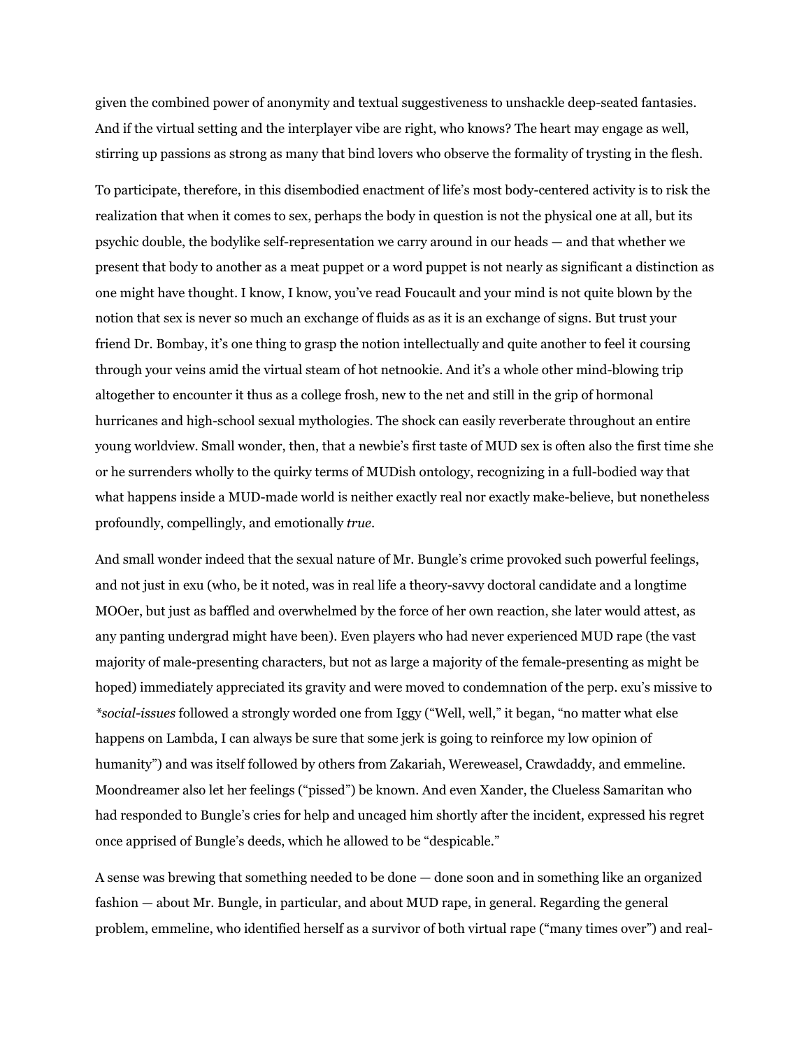given the combined power of anonymity and textual suggestiveness to unshackle deep-seated fantasies. And if the virtual setting and the interplayer vibe are right, who knows? The heart may engage as well, stirring up passions as strong as many that bind lovers who observe the formality of trysting in the flesh.

To participate, therefore, in this disembodied enactment of life's most body-centered activity is to risk the realization that when it comes to sex, perhaps the body in question is not the physical one at all, but its psychic double, the bodylike self-representation we carry around in our heads — and that whether we present that body to another as a meat puppet or a word puppet is not nearly as significant a distinction as one might have thought. I know, I know, you've read Foucault and your mind is not quite blown by the notion that sex is never so much an exchange of fluids as as it is an exchange of signs. But trust your friend Dr. Bombay, it's one thing to grasp the notion intellectually and quite another to feel it coursing through your veins amid the virtual steam of hot netnookie. And it's a whole other mind-blowing trip altogether to encounter it thus as a college frosh, new to the net and still in the grip of hormonal hurricanes and high-school sexual mythologies. The shock can easily reverberate throughout an entire young worldview. Small wonder, then, that a newbie's first taste of MUD sex is often also the first time she or he surrenders wholly to the quirky terms of MUDish ontology, recognizing in a full-bodied way that what happens inside a MUD-made world is neither exactly real nor exactly make-believe, but nonetheless profoundly, compellingly, and emotionally *true*.

And small wonder indeed that the sexual nature of Mr. Bungle's crime provoked such powerful feelings, and not just in exu (who, be it noted, was in real life a theory-savvy doctoral candidate and a longtime MOOer, but just as baffled and overwhelmed by the force of her own reaction, she later would attest, as any panting undergrad might have been). Even players who had never experienced MUD rape (the vast majority of male-presenting characters, but not as large a majority of the female-presenting as might be hoped) immediately appreciated its gravity and were moved to condemnation of the perp. exu's missive to *\*social-issues* followed a strongly worded one from Iggy ("Well, well," it began, "no matter what else happens on Lambda, I can always be sure that some jerk is going to reinforce my low opinion of humanity") and was itself followed by others from Zakariah, Wereweasel, Crawdaddy, and emmeline. Moondreamer also let her feelings ("pissed") be known. And even Xander, the Clueless Samaritan who had responded to Bungle's cries for help and uncaged him shortly after the incident, expressed his regret once apprised of Bungle's deeds, which he allowed to be "despicable."

A sense was brewing that something needed to be done — done soon and in something like an organized fashion — about Mr. Bungle, in particular, and about MUD rape, in general. Regarding the general problem, emmeline, who identified herself as a survivor of both virtual rape ("many times over") and real-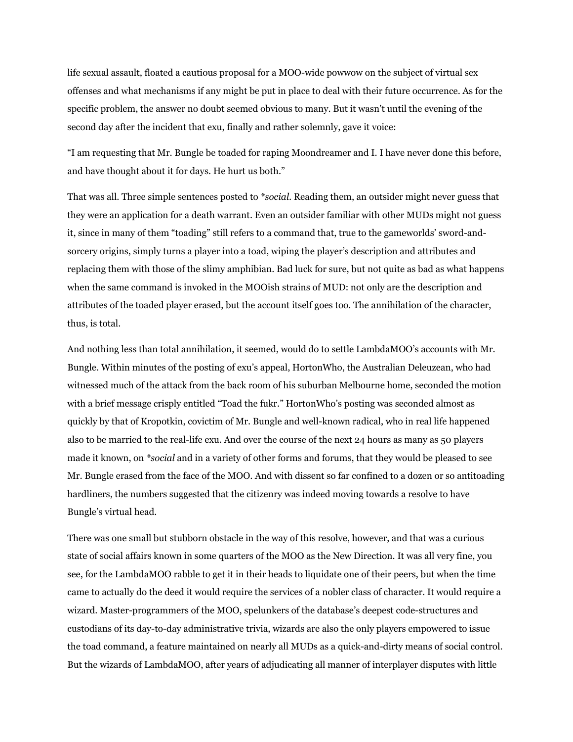life sexual assault, floated a cautious proposal for a MOO-wide powwow on the subject of virtual sex offenses and what mechanisms if any might be put in place to deal with their future occurrence. As for the specific problem, the answer no doubt seemed obvious to many. But it wasn't until the evening of the second day after the incident that exu, finally and rather solemnly, gave it voice:

"I am requesting that Mr. Bungle be toaded for raping Moondreamer and I. I have never done this before, and have thought about it for days. He hurt us both."

That was all. Three simple sentences posted to *\*social.* Reading them, an outsider might never guess that they were an application for a death warrant. Even an outsider familiar with other MUDs might not guess it, since in many of them "toading" still refers to a command that, true to the gameworlds' sword-and-sorcery origins, simply turns a player into a toad, wiping the player's description and attributes and replacing them with those of the slimy amphibian. Bad luck for sure, but not quite as bad as what happens when the same command is invoked in the MOOish strains of MUD: not only are the description and attributes of the toaded player erased, but the account itself goes too. The annihilation of the character, thus, is total.

And nothing less than total annihilation, it seemed, would do to settle LambdaMOO's accounts with Mr. Bungle. Within minutes of the posting of exu's appeal, HortonWho, the Australian Deleuzean, who had witnessed much of the attack from the back room of his suburban Melbourne home, seconded the motion with a brief message crisply entitled "Toad the fukr." HortonWho's posting was seconded almost as quickly by that of Kropotkin, covictim of Mr. Bungle and well-known radical, who in real life happened also to be married to the real-life exu. And over the course of the next 24 hours as many as 50 players made it known, on *\*social* and in a variety of other forms and forums, that they would be pleased to see Mr. Bungle erased from the face of the MOO. And with dissent so far confined to a dozen or so antitoading hardliners, the numbers suggested that the citizenry was indeed moving towards a resolve to have Bungle's virtual head.

There was one small but stubborn obstacle in the way of this resolve, however, and that was a curious state of social affairs known in some quarters of the MOO as the New Direction. It was all very fine, you see, for the LambdaMOO rabble to get it in their heads to liquidate one of their peers, but when the time came to actually do the deed it would require the services of a nobler class of character. It would require a wizard. Master-programmers of the MOO, spelunkers of the database's deepest code-structures and custodians of its day-to-day administrative trivia, wizards are also the only players empowered to issue the toad command, a feature maintained on nearly all MUDs as a quick-and-dirty means of social control. But the wizards of LambdaMOO, after years of adjudicating all manner of interplayer disputes with little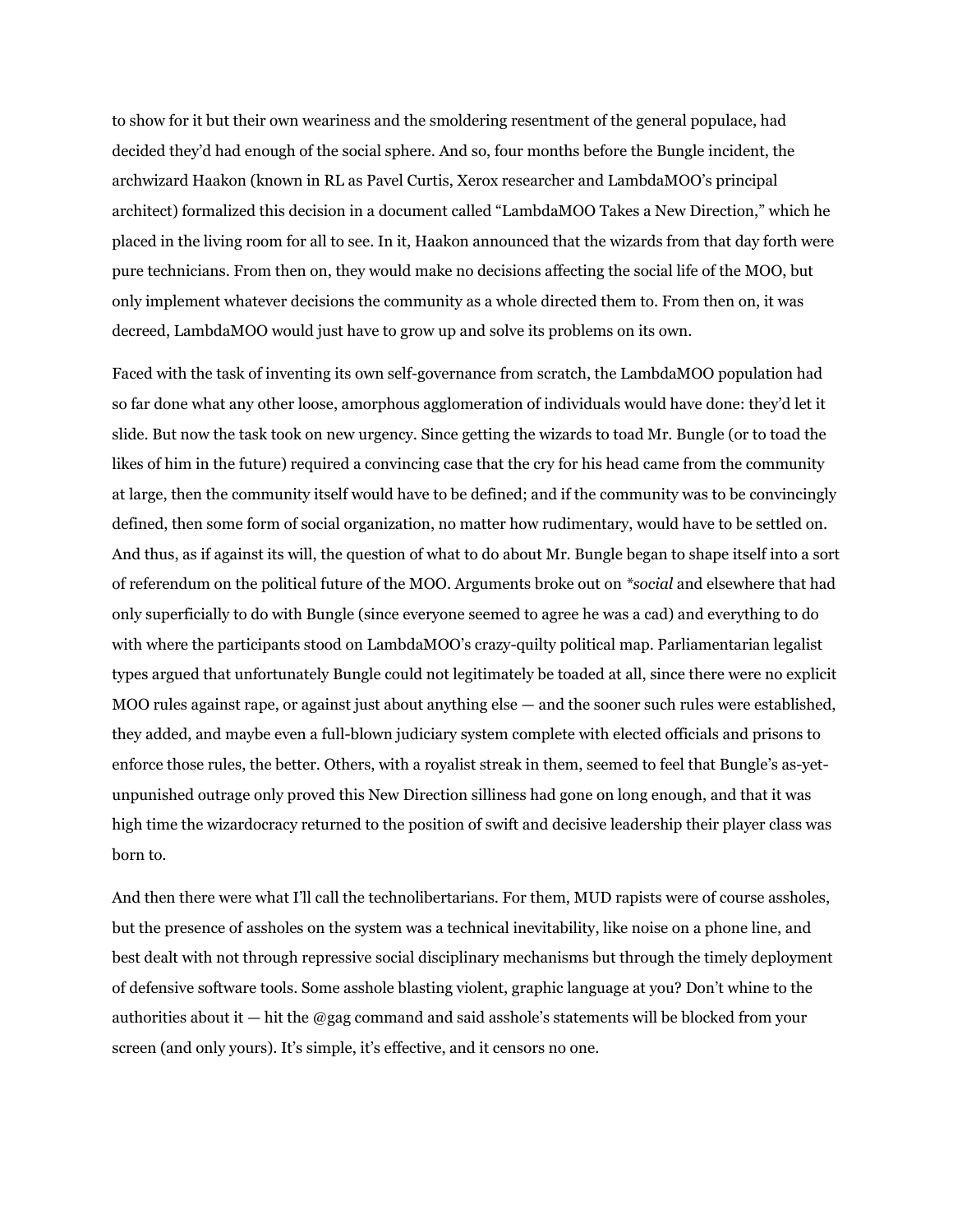to show for it but their own weariness and the smoldering resentment of the general populace, had decided they'd had enough of the social sphere. And so, four months before the Bungle incident, the archwizard Haakon (known in RL as Pavel Curtis, Xerox researcher and LambdaMOO's principal architect) formalized this decision in a document called "LambdaMOO Takes a New Direction," which he placed in the living room for all to see. In it, Haakon announced that the wizards from that day forth were pure technicians. From then on, they would make no decisions affecting the social life of the MOO, but only implement whatever decisions the community as a whole directed them to. From then on, it was decreed, LambdaMOO would just have to grow up and solve its problems on its own.

Faced with the task of inventing its own self-governance from scratch, the LambdaMOO population had so far done what any other loose, amorphous agglomeration of individuals would have done: they'd let it slide. But now the task took on new urgency. Since getting the wizards to toad Mr. Bungle (or to toad the likes of him in the future) required a convincing case that the cry for his head came from the community at large, then the community itself would have to be defined; and if the community was to be convincingly defined, then some form of social organization, no matter how rudimentary, would have to be settled on. And thus, as if against its will, the question of what to do about Mr. Bungle began to shape itself into a sort of referendum on the political future of the MOO. Arguments broke out on *\*social* and elsewhere that had only superficially to do with Bungle (since everyone seemed to agree he was a cad) and everything to do with where the participants stood on LambdaMOO's crazy-quilty political map. Parliamentarian legalist types argued that unfortunately Bungle could not legitimately be toaded at all, since there were no explicit MOO rules against rape, or against just about anything else — and the sooner such rules were established, they added, and maybe even a full-blown judiciary system complete with elected officials and prisons to enforce those rules, the better. Others, with a royalist streak in them, seemed to feel that Bungle's as-yet-unpunished outrage only proved this New Direction silliness had gone on long enough, and that it was high time the wizardocracy returned to the position of swift and decisive leadership their player class was born to.

And then there were what I'll call the technolibertarians. For them, MUD rapists were of course assholes, but the presence of assholes on the system was a technical inevitability, like noise on a phone line, and best dealt with not through repressive social disciplinary mechanisms but through the timely deployment of defensive software tools. Some asshole blasting violent, graphic language at you? Don't whine to the authorities about it — hit the @gag command and said asshole's statements will be blocked from your screen (and only yours). It's simple, it's effective, and it censors no one.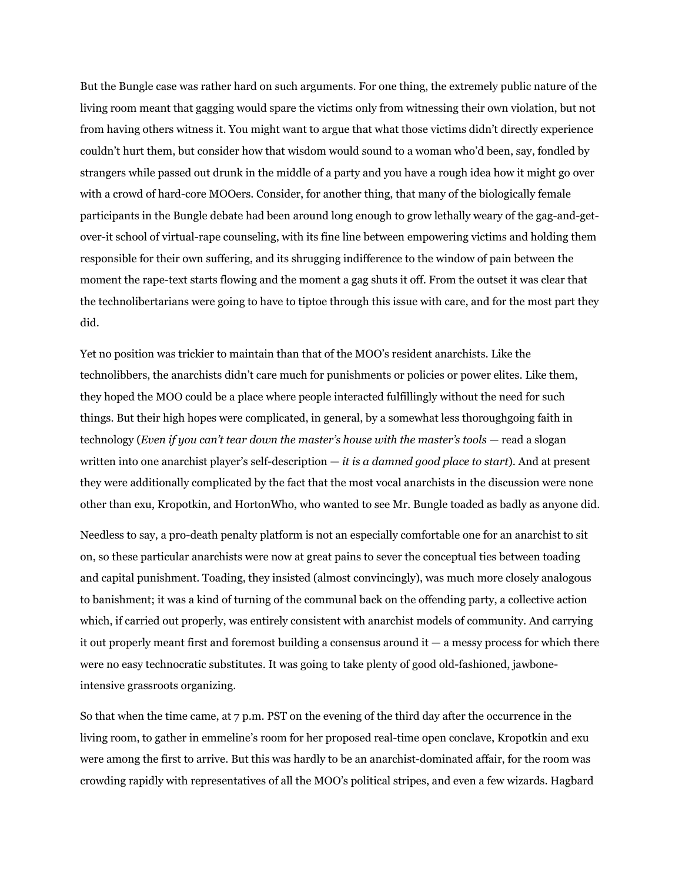But the Bungle case was rather hard on such arguments. For one thing, the extremely public nature of the living room meant that gagging would spare the victims only from witnessing their own violation, but not from having others witness it. You might want to argue that what those victims didn't directly experience couldn't hurt them, but consider how that wisdom would sound to a woman who'd been, say, fondled by strangers while passed out drunk in the middle of a party and you have a rough idea how it might go over with a crowd of hard-core MOOers. Consider, for another thing, that many of the biologically female participants in the Bungle debate had been around long enough to grow lethally weary of the gag-and-get-over-it school of virtual-rape counseling, with its fine line between empowering victims and holding them responsible for their own suffering, and its shrugging indifference to the window of pain between the moment the rape-text starts flowing and the moment a gag shuts it off. From the outset it was clear that the technolibertarians were going to have to tiptoe through this issue with care, and for the most part they did.

Yet no position was trickier to maintain than that of the MOO's resident anarchists. Like the technolibbers, the anarchists didn't care much for punishments or policies or power elites. Like them, they hoped the MOO could be a place where people interacted fulfillingly without the need for such things. But their high hopes were complicated, in general, by a somewhat less thoroughgoing faith in technology (*Even if you can't tear down the master's house with the master's tools* — read a slogan written into one anarchist player's self-description — *it is a damned good place to start*). And at present they were additionally complicated by the fact that the most vocal anarchists in the discussion were none other than exu, Kropotkin, and HortonWho, who wanted to see Mr. Bungle toaded as badly as anyone did.

Needless to say, a pro-death penalty platform is not an especially comfortable one for an anarchist to sit on, so these particular anarchists were now at great pains to sever the conceptual ties between toading and capital punishment. Toading, they insisted (almost convincingly), was much more closely analogous to banishment; it was a kind of turning of the communal back on the offending party, a collective action which, if carried out properly, was entirely consistent with anarchist models of community. And carrying it out properly meant first and foremost building a consensus around it — a messy process for which there were no easy technocratic substitutes. It was going to take plenty of good old-fashioned, jawbone-intensive grassroots organizing.

So that when the time came, at 7 p.m. PST on the evening of the third day after the occurrence in the living room, to gather in emmeline's room for her proposed real-time open conclave, Kropotkin and exu were among the first to arrive. But this was hardly to be an anarchist-dominated affair, for the room was crowding rapidly with representatives of all the MOO's political stripes, and even a few wizards. Hagbard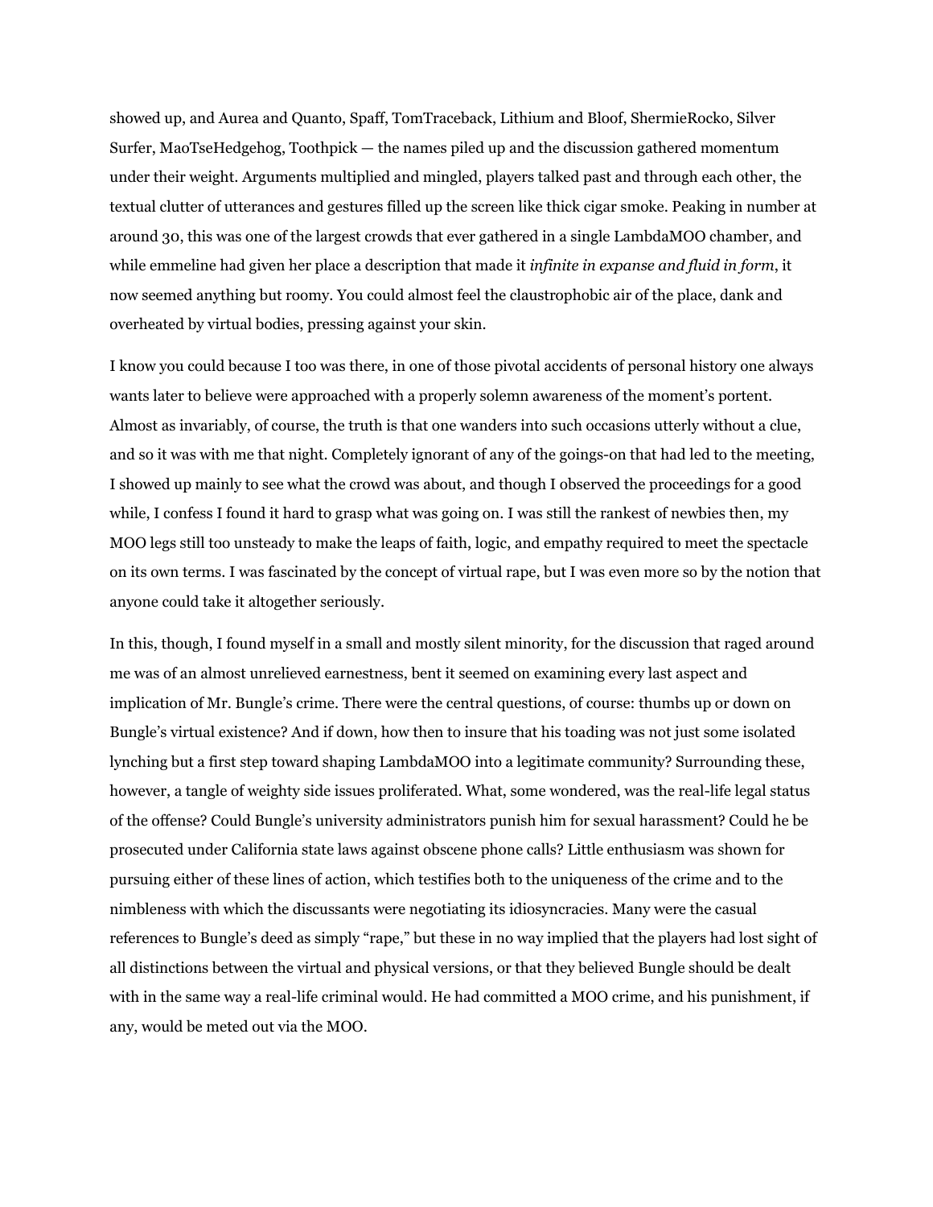showed up, and Aurea and Quanto, Spaff, TomTraceback, Lithium and Bloof, ShermieRocko, Silver Surfer, MaoTseHedgehog, Toothpick — the names piled up and the discussion gathered momentum under their weight. Arguments multiplied and mingled, players talked past and through each other, the textual clutter of utterances and gestures filled up the screen like thick cigar smoke. Peaking in number at around 30, this was one of the largest crowds that ever gathered in a single LambdaMOO chamber, and while emmeline had given her place a description that made it *infinite in expanse and fluid in form*, it now seemed anything but roomy. You could almost feel the claustrophobic air of the place, dank and overheated by virtual bodies, pressing against your skin.

I know you could because I too was there, in one of those pivotal accidents of personal history one always wants later to believe were approached with a properly solemn awareness of the moment's portent. Almost as invariably, of course, the truth is that one wanders into such occasions utterly without a clue, and so it was with me that night. Completely ignorant of any of the goings-on that had led to the meeting, I showed up mainly to see what the crowd was about, and though I observed the proceedings for a good while, I confess I found it hard to grasp what was going on. I was still the rankest of newbies then, my MOO legs still too unsteady to make the leaps of faith, logic, and empathy required to meet the spectacle on its own terms. I was fascinated by the concept of virtual rape, but I was even more so by the notion that anyone could take it altogether seriously.

In this, though, I found myself in a small and mostly silent minority, for the discussion that raged around me was of an almost unrelieved earnestness, bent it seemed on examining every last aspect and implication of Mr. Bungle's crime. There were the central questions, of course: thumbs up or down on Bungle's virtual existence? And if down, how then to insure that his toading was not just some isolated lynching but a first step toward shaping LambdaMOO into a legitimate community? Surrounding these, however, a tangle of weighty side issues proliferated. What, some wondered, was the real-life legal status of the offense? Could Bungle's university administrators punish him for sexual harassment? Could he be prosecuted under California state laws against obscene phone calls? Little enthusiasm was shown for pursuing either of these lines of action, which testifies both to the uniqueness of the crime and to the nimbleness with which the discussants were negotiating its idiosyncracies. Many were the casual references to Bungle's deed as simply "rape," but these in no way implied that the players had lost sight of all distinctions between the virtual and physical versions, or that they believed Bungle should be dealt with in the same way a real-life criminal would. He had committed a MOO crime, and his punishment, if any, would be meted out via the MOO.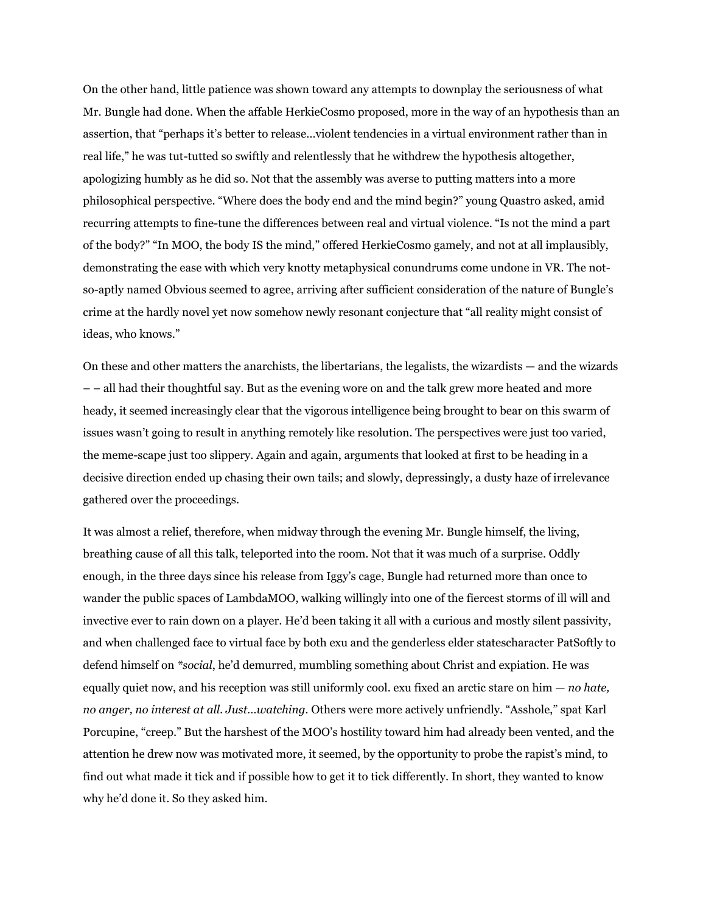On the other hand, little patience was shown toward any attempts to downplay the seriousness of what Mr. Bungle had done. When the affable HerkieCosmo proposed, more in the way of an hypothesis than an assertion, that "perhaps it's better to release…violent tendencies in a virtual environment rather than in real life," he was tut-tutted so swiftly and relentlessly that he withdrew the hypothesis altogether, apologizing humbly as he did so. Not that the assembly was averse to putting matters into a more philosophical perspective. "Where does the body end and the mind begin?" young Quastro asked, amid recurring attempts to fine-tune the differences between real and virtual violence. "Is not the mind a part of the body?" "In MOO, the body IS the mind," offered HerkieCosmo gamely, and not at all implausibly, demonstrating the ease with which very knotty metaphysical conundrums come undone in VR. The not-so-aptly named Obvious seemed to agree, arriving after sufficient consideration of the nature of Bungle's crime at the hardly novel yet now somehow newly resonant conjecture that "all reality might consist of ideas, who knows."

On these and other matters the anarchists, the libertarians, the legalists, the wizardists — and the wizards – – all had their thoughtful say. But as the evening wore on and the talk grew more heated and more heady, it seemed increasingly clear that the vigorous intelligence being brought to bear on this swarm of issues wasn't going to result in anything remotely like resolution. The perspectives were just too varied, the meme-scape just too slippery. Again and again, arguments that looked at first to be heading in a decisive direction ended up chasing their own tails; and slowly, depressingly, a dusty haze of irrelevance gathered over the proceedings.

It was almost a relief, therefore, when midway through the evening Mr. Bungle himself, the living, breathing cause of all this talk, teleported into the room. Not that it was much of a surprise. Oddly enough, in the three days since his release from Iggy's cage, Bungle had returned more than once to wander the public spaces of LambdaMOO, walking willingly into one of the fiercest storms of ill will and invective ever to rain down on a player. He'd been taking it all with a curious and mostly silent passivity, and when challenged face to virtual face by both exu and the genderless elder statescharacter PatSoftly to defend himself on *\*social*, he'd demurred, mumbling something about Christ and expiation. He was equally quiet now, and his reception was still uniformly cool. exu fixed an arctic stare on him — *no hate, no anger, no interest at all. Just…watching.* Others were more actively unfriendly. "Asshole," spat Karl Porcupine, "creep." But the harshest of the MOO's hostility toward him had already been vented, and the attention he drew now was motivated more, it seemed, by the opportunity to probe the rapist's mind, to find out what made it tick and if possible how to get it to tick differently. In short, they wanted to know why he'd done it. So they asked him.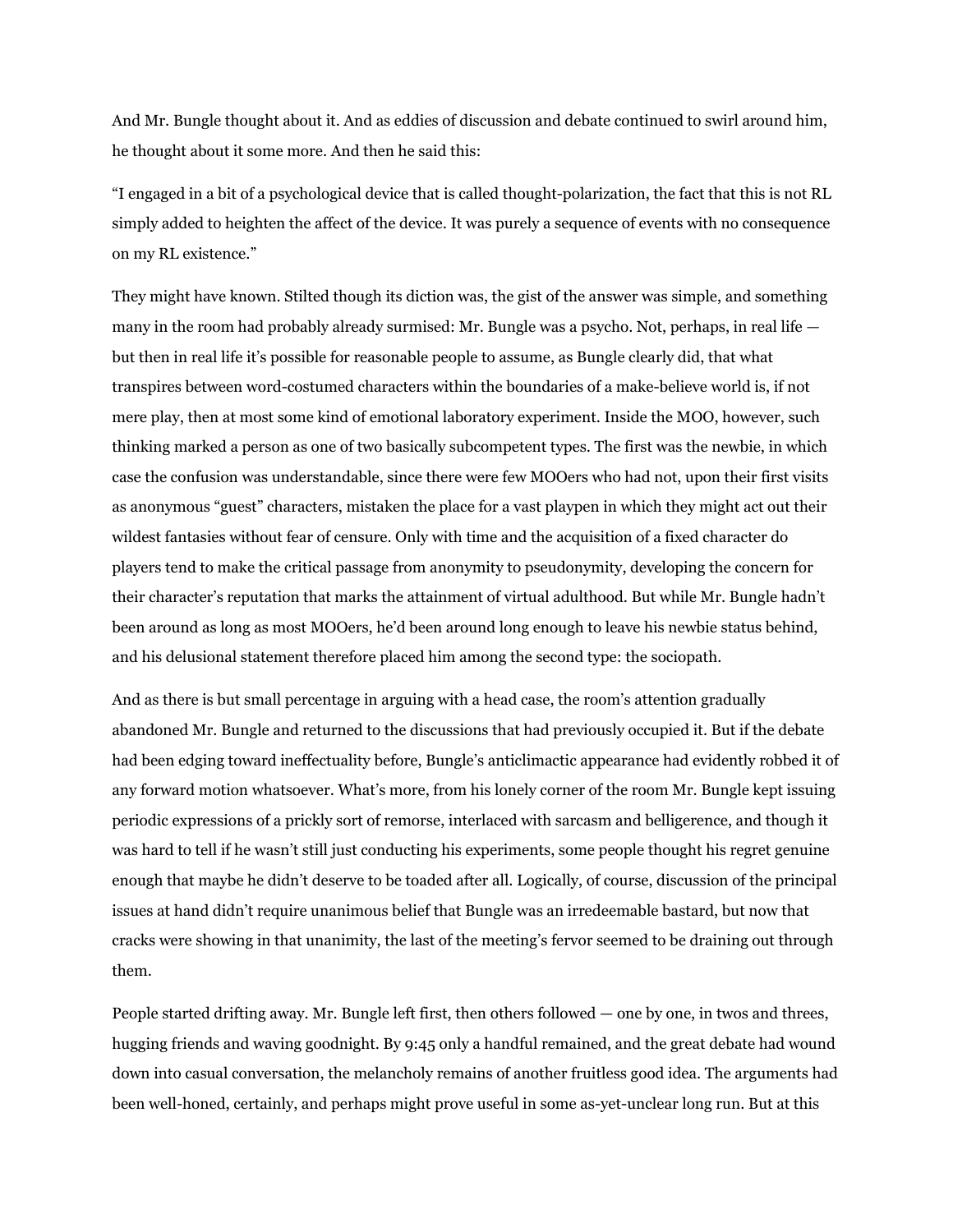And Mr. Bungle thought about it. And as eddies of discussion and debate continued to swirl around him, he thought about it some more. And then he said this:

"I engaged in a bit of a psychological device that is called thought-polarization, the fact that this is not RL simply added to heighten the affect of the device. It was purely a sequence of events with no consequence on my RL existence."

They might have known. Stilted though its diction was, the gist of the answer was simple, and something many in the room had probably already surmised: Mr. Bungle was a psycho. Not, perhaps, in real life — but then in real life it's possible for reasonable people to assume, as Bungle clearly did, that what transpires between word-costumed characters within the boundaries of a make-believe world is, if not mere play, then at most some kind of emotional laboratory experiment. Inside the MOO, however, such thinking marked a person as one of two basically subcompetent types. The first was the newbie, in which case the confusion was understandable, since there were few MOOers who had not, upon their first visits as anonymous "guest" characters, mistaken the place for a vast playpen in which they might act out their wildest fantasies without fear of censure. Only with time and the acquisition of a fixed character do players tend to make the critical passage from anonymity to pseudonymity, developing the concern for their character's reputation that marks the attainment of virtual adulthood. But while Mr. Bungle hadn't been around as long as most MOOers, he'd been around long enough to leave his newbie status behind, and his delusional statement therefore placed him among the second type: the sociopath.

And as there is but small percentage in arguing with a head case, the room's attention gradually abandoned Mr. Bungle and returned to the discussions that had previously occupied it. But if the debate had been edging toward ineffectuality before, Bungle's anticlimactic appearance had evidently robbed it of any forward motion whatsoever. What's more, from his lonely corner of the room Mr. Bungle kept issuing periodic expressions of a prickly sort of remorse, interlaced with sarcasm and belligerence, and though it was hard to tell if he wasn't still just conducting his experiments, some people thought his regret genuine enough that maybe he didn't deserve to be toaded after all. Logically, of course, discussion of the principal issues at hand didn't require unanimous belief that Bungle was an irredeemable bastard, but now that cracks were showing in that unanimity, the last of the meeting's fervor seemed to be draining out through them.

People started drifting away. Mr. Bungle left first, then others followed — one by one, in twos and threes, hugging friends and waving goodnight. By 9:45 only a handful remained, and the great debate had wound down into casual conversation, the melancholy remains of another fruitless good idea. The arguments had been well-honed, certainly, and perhaps might prove useful in some as-yet-unclear long run. But at this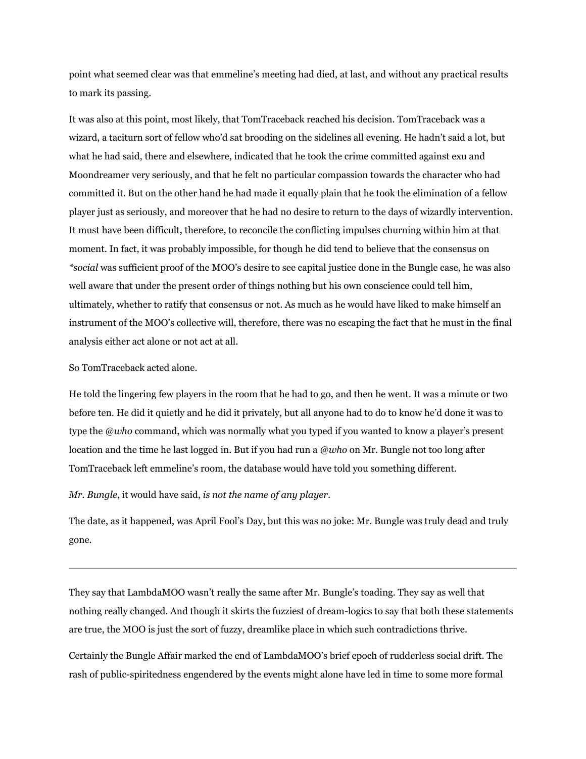point what seemed clear was that emmeline's meeting had died, at last, and without any practical results to mark its passing.

It was also at this point, most likely, that TomTraceback reached his decision. TomTraceback was a wizard, a taciturn sort of fellow who'd sat brooding on the sidelines all evening. He hadn't said a lot, but what he had said, there and elsewhere, indicated that he took the crime committed against exu and Moondreamer very seriously, and that he felt no particular compassion towards the character who had committed it. But on the other hand he had made it equally plain that he took the elimination of a fellow player just as seriously, and moreover that he had no desire to return to the days of wizardly intervention. It must have been difficult, therefore, to reconcile the conflicting impulses churning within him at that moment. In fact, it was probably impossible, for though he did tend to believe that the consensus on *\*social* was sufficient proof of the MOO's desire to see capital justice done in the Bungle case, he was also well aware that under the present order of things nothing but his own conscience could tell him, ultimately, whether to ratify that consensus or not. As much as he would have liked to make himself an instrument of the MOO's collective will, therefore, there was no escaping the fact that he must in the final analysis either act alone or not act at all.

So TomTraceback acted alone.

He told the lingering few players in the room that he had to go, and then he went. It was a minute or two before ten. He did it quietly and he did it privately, but all anyone had to do to know he'd done it was to type the *@who* command, which was normally what you typed if you wanted to know a player's present location and the time he last logged in. But if you had run a *@who* on Mr. Bungle not too long after TomTraceback left emmeline's room, the database would have told you something different.

*Mr. Bungle*, it would have said, *is not the name of any player*.

The date, as it happened, was April Fool's Day, but this was no joke: Mr. Bungle was truly dead and truly gone.

---

They say that LambdaMOO wasn't really the same after Mr. Bungle's toading. They say as well that nothing really changed. And though it skirts the fuzziest of dream-logics to say that both these statements are true, the MOO is just the sort of fuzzy, dreamlike place in which such contradictions thrive.

Certainly the Bungle Affair marked the end of LambdaMOO's brief epoch of rudderless social drift. The rash of public-spiritedness engendered by the events might alone have led in time to some more formal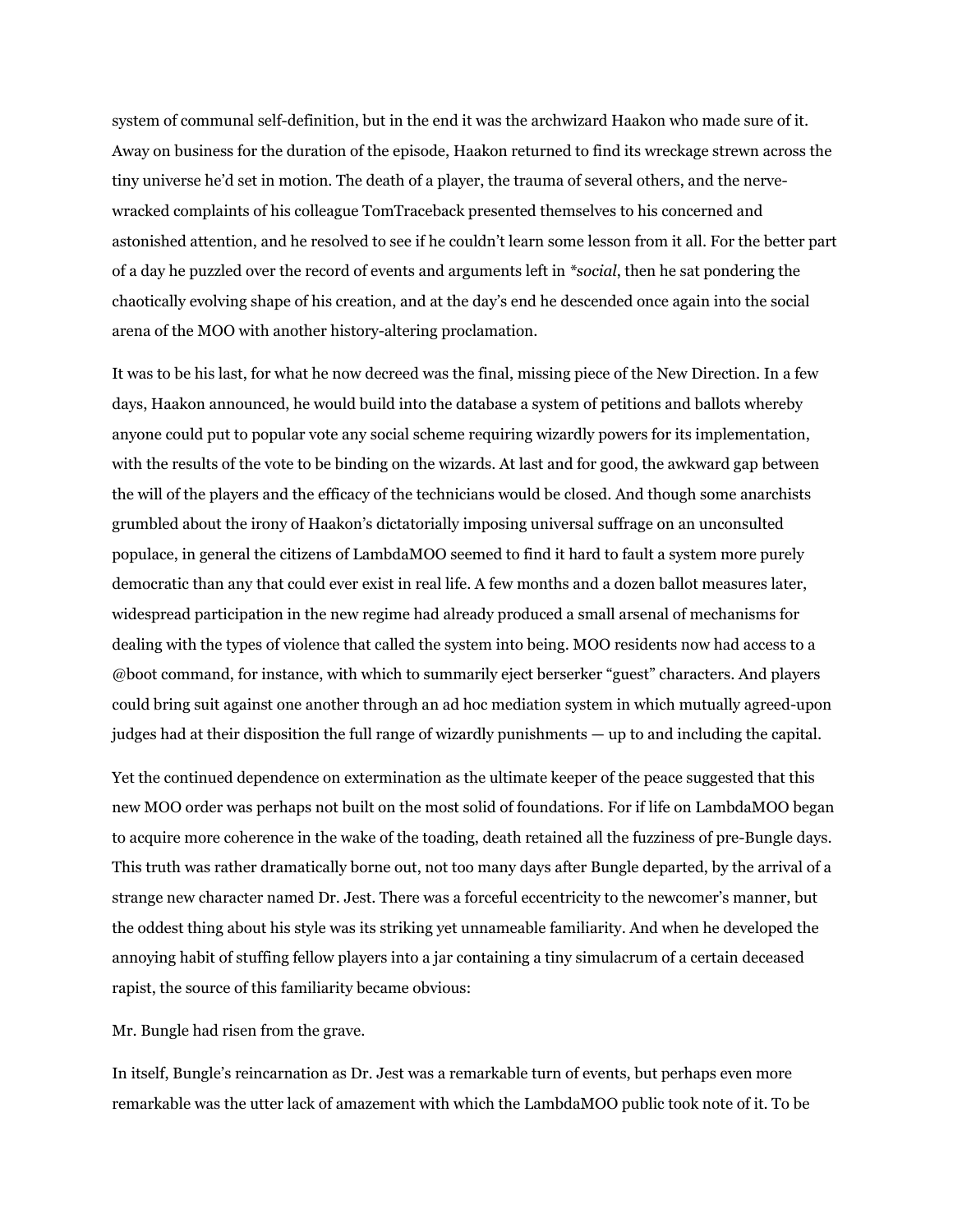system of communal self-definition, but in the end it was the archwizard Haakon who made sure of it. Away on business for the duration of the episode, Haakon returned to find its wreckage strewn across the tiny universe he'd set in motion. The death of a player, the trauma of several others, and the nerve-wracked complaints of his colleague TomTraceback presented themselves to his concerned and astonished attention, and he resolved to see if he couldn't learn some lesson from it all. For the better part of a day he puzzled over the record of events and arguments left in *\*social*, then he sat pondering the chaotically evolving shape of his creation, and at the day's end he descended once again into the social arena of the MOO with another history-altering proclamation.

It was to be his last, for what he now decreed was the final, missing piece of the New Direction. In a few days, Haakon announced, he would build into the database a system of petitions and ballots whereby anyone could put to popular vote any social scheme requiring wizardly powers for its implementation, with the results of the vote to be binding on the wizards. At last and for good, the awkward gap between the will of the players and the efficacy of the technicians would be closed. And though some anarchists grumbled about the irony of Haakon's dictatorially imposing universal suffrage on an unconsulted populace, in general the citizens of LambdaMOO seemed to find it hard to fault a system more purely democratic than any that could ever exist in real life. A few months and a dozen ballot measures later, widespread participation in the new regime had already produced a small arsenal of mechanisms for dealing with the types of violence that called the system into being. MOO residents now had access to a @boot command, for instance, with which to summarily eject berserker "guest" characters. And players could bring suit against one another through an ad hoc mediation system in which mutually agreed-upon judges had at their disposition the full range of wizardly punishments — up to and including the capital.

Yet the continued dependence on extermination as the ultimate keeper of the peace suggested that this new MOO order was perhaps not built on the most solid of foundations. For if life on LambdaMOO began to acquire more coherence in the wake of the toading, death retained all the fuzziness of pre-Bungle days. This truth was rather dramatically borne out, not too many days after Bungle departed, by the arrival of a strange new character named Dr. Jest. There was a forceful eccentricity to the newcomer's manner, but the oddest thing about his style was its striking yet unnameable familiarity. And when he developed the annoying habit of stuffing fellow players into a jar containing a tiny simulacrum of a certain deceased rapist, the source of this familiarity became obvious:

Mr. Bungle had risen from the grave.

In itself, Bungle's reincarnation as Dr. Jest was a remarkable turn of events, but perhaps even more remarkable was the utter lack of amazement with which the LambdaMOO public took note of it. To be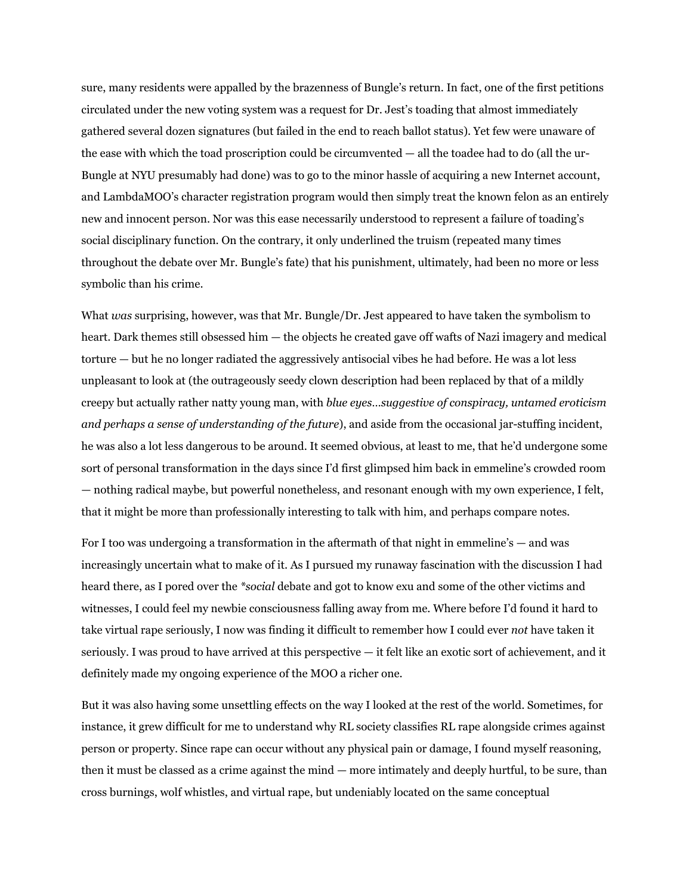sure, many residents were appalled by the brazenness of Bungle's return. In fact, one of the first petitions circulated under the new voting system was a request for Dr. Jest's toading that almost immediately gathered several dozen signatures (but failed in the end to reach ballot status). Yet few were unaware of the ease with which the toad proscription could be circumvented — all the toadee had to do (all the ur-Bungle at NYU presumably had done) was to go to the minor hassle of acquiring a new Internet account, and LambdaMOO's character registration program would then simply treat the known felon as an entirely new and innocent person. Nor was this ease necessarily understood to represent a failure of toading's social disciplinary function. On the contrary, it only underlined the truism (repeated many times throughout the debate over Mr. Bungle's fate) that his punishment, ultimately, had been no more or less symbolic than his crime.

What *was* surprising, however, was that Mr. Bungle/Dr. Jest appeared to have taken the symbolism to heart. Dark themes still obsessed him — the objects he created gave off wafts of Nazi imagery and medical torture — but he no longer radiated the aggressively antisocial vibes he had before. He was a lot less unpleasant to look at (the outrageously seedy clown description had been replaced by that of a mildly creepy but actually rather natty young man, with *blue eyes…suggestive of conspiracy, untamed eroticism and perhaps a sense of understanding of the future*), and aside from the occasional jar-stuffing incident, he was also a lot less dangerous to be around. It seemed obvious, at least to me, that he'd undergone some sort of personal transformation in the days since I'd first glimpsed him back in emmeline's crowded room — nothing radical maybe, but powerful nonetheless, and resonant enough with my own experience, I felt, that it might be more than professionally interesting to talk with him, and perhaps compare notes.

For I too was undergoing a transformation in the aftermath of that night in emmeline's — and was increasingly uncertain what to make of it. As I pursued my runaway fascination with the discussion I had heard there, as I pored over the *\*social* debate and got to know exu and some of the other victims and witnesses, I could feel my newbie consciousness falling away from me. Where before I'd found it hard to take virtual rape seriously, I now was finding it difficult to remember how I could ever *not* have taken it seriously. I was proud to have arrived at this perspective — it felt like an exotic sort of achievement, and it definitely made my ongoing experience of the MOO a richer one.

But it was also having some unsettling effects on the way I looked at the rest of the world. Sometimes, for instance, it grew difficult for me to understand why RL society classifies RL rape alongside crimes against person or property. Since rape can occur without any physical pain or damage, I found myself reasoning, then it must be classed as a crime against the mind — more intimately and deeply hurtful, to be sure, than cross burnings, wolf whistles, and virtual rape, but undeniably located on the same conceptual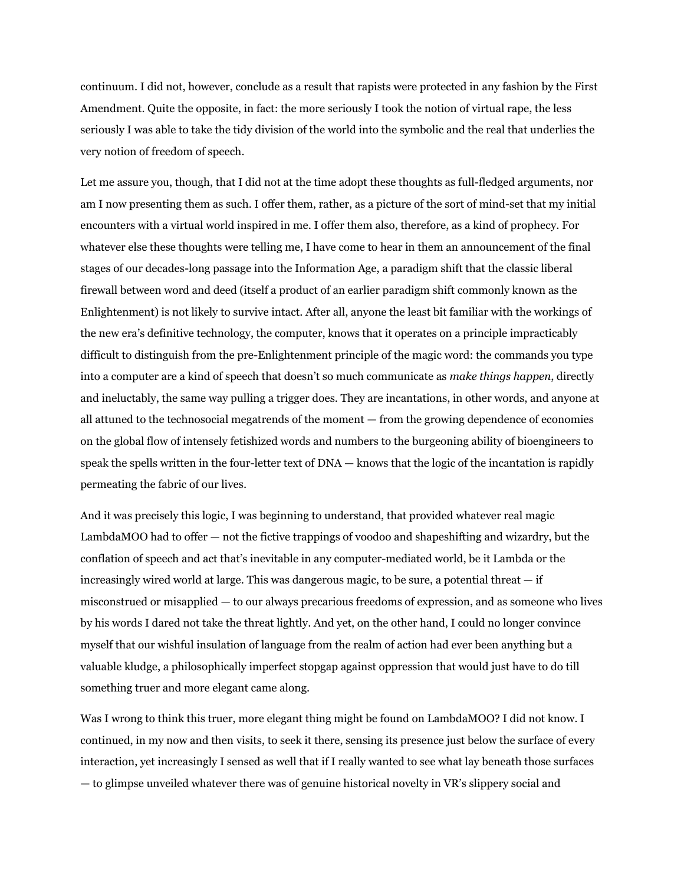continuum. I did not, however, conclude as a result that rapists were protected in any fashion by the First Amendment. Quite the opposite, in fact: the more seriously I took the notion of virtual rape, the less seriously I was able to take the tidy division of the world into the symbolic and the real that underlies the very notion of freedom of speech.

Let me assure you, though, that I did not at the time adopt these thoughts as full-fledged arguments, nor am I now presenting them as such. I offer them, rather, as a picture of the sort of mind-set that my initial encounters with a virtual world inspired in me. I offer them also, therefore, as a kind of prophecy. For whatever else these thoughts were telling me, I have come to hear in them an announcement of the final stages of our decades-long passage into the Information Age, a paradigm shift that the classic liberal firewall between word and deed (itself a product of an earlier paradigm shift commonly known as the Enlightenment) is not likely to survive intact. After all, anyone the least bit familiar with the workings of the new era's definitive technology, the computer, knows that it operates on a principle impracticably difficult to distinguish from the pre-Enlightenment principle of the magic word: the commands you type into a computer are a kind of speech that doesn't so much communicate as *make things happen*, directly and ineluctably, the same way pulling a trigger does. They are incantations, in other words, and anyone at all attuned to the technosocial megatrends of the moment — from the growing dependence of economies on the global flow of intensely fetishized words and numbers to the burgeoning ability of bioengineers to speak the spells written in the four-letter text of DNA — knows that the logic of the incantation is rapidly permeating the fabric of our lives.

And it was precisely this logic, I was beginning to understand, that provided whatever real magic LambdaMOO had to offer — not the fictive trappings of voodoo and shapeshifting and wizardry, but the conflation of speech and act that's inevitable in any computer-mediated world, be it Lambda or the increasingly wired world at large. This was dangerous magic, to be sure, a potential threat — if misconstrued or misapplied — to our always precarious freedoms of expression, and as someone who lives by his words I dared not take the threat lightly. And yet, on the other hand, I could no longer convince myself that our wishful insulation of language from the realm of action had ever been anything but a valuable kludge, a philosophically imperfect stopgap against oppression that would just have to do till something truer and more elegant came along.

Was I wrong to think this truer, more elegant thing might be found on LambdaMOO? I did not know. I continued, in my now and then visits, to seek it there, sensing its presence just below the surface of every interaction, yet increasingly I sensed as well that if I really wanted to see what lay beneath those surfaces — to glimpse unveiled whatever there was of genuine historical novelty in VR's slippery social and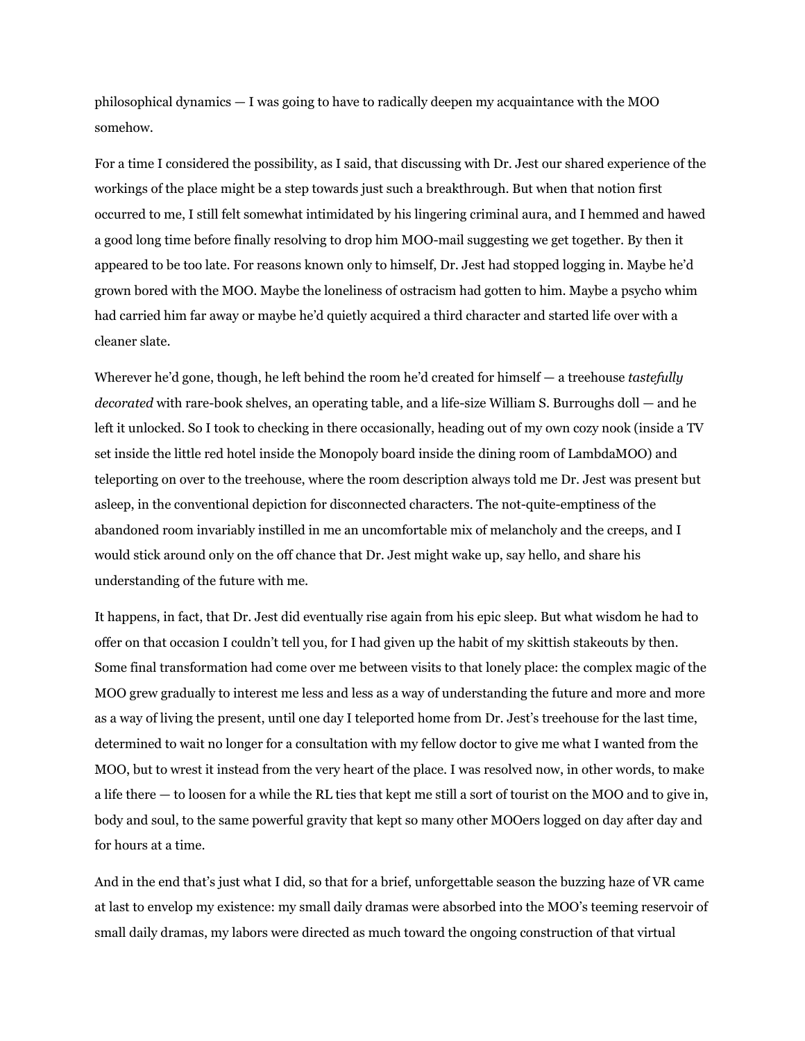philosophical dynamics — I was going to have to radically deepen my acquaintance with the MOO somehow.

For a time I considered the possibility, as I said, that discussing with Dr. Jest our shared experience of the workings of the place might be a step towards just such a breakthrough. But when that notion first occurred to me, I still felt somewhat intimidated by his lingering criminal aura, and I hemmed and hawed a good long time before finally resolving to drop him MOO-mail suggesting we get together. By then it appeared to be too late. For reasons known only to himself, Dr. Jest had stopped logging in. Maybe he'd grown bored with the MOO. Maybe the loneliness of ostracism had gotten to him. Maybe a psycho whim had carried him far away or maybe he'd quietly acquired a third character and started life over with a cleaner slate.

Wherever he'd gone, though, he left behind the room he'd created for himself — a treehouse *tastefully decorated* with rare-book shelves, an operating table, and a life-size William S. Burroughs doll — and he left it unlocked. So I took to checking in there occasionally, heading out of my own cozy nook (inside a TV set inside the little red hotel inside the Monopoly board inside the dining room of LambdaMOO) and teleporting on over to the treehouse, where the room description always told me Dr. Jest was present but asleep, in the conventional depiction for disconnected characters. The not-quite-emptiness of the abandoned room invariably instilled in me an uncomfortable mix of melancholy and the creeps, and I would stick around only on the off chance that Dr. Jest might wake up, say hello, and share his understanding of the future with me.

It happens, in fact, that Dr. Jest did eventually rise again from his epic sleep. But what wisdom he had to offer on that occasion I couldn't tell you, for I had given up the habit of my skittish stakeouts by then. Some final transformation had come over me between visits to that lonely place: the complex magic of the MOO grew gradually to interest me less and less as a way of understanding the future and more and more as a way of living the present, until one day I teleported home from Dr. Jest's treehouse for the last time, determined to wait no longer for a consultation with my fellow doctor to give me what I wanted from the MOO, but to wrest it instead from the very heart of the place. I was resolved now, in other words, to make a life there — to loosen for a while the RL ties that kept me still a sort of tourist on the MOO and to give in, body and soul, to the same powerful gravity that kept so many other MOOers logged on day after day and for hours at a time.

And in the end that's just what I did, so that for a brief, unforgettable season the buzzing haze of VR came at last to envelop my existence: my small daily dramas were absorbed into the MOO's teeming reservoir of small daily dramas, my labors were directed as much toward the ongoing construction of that virtual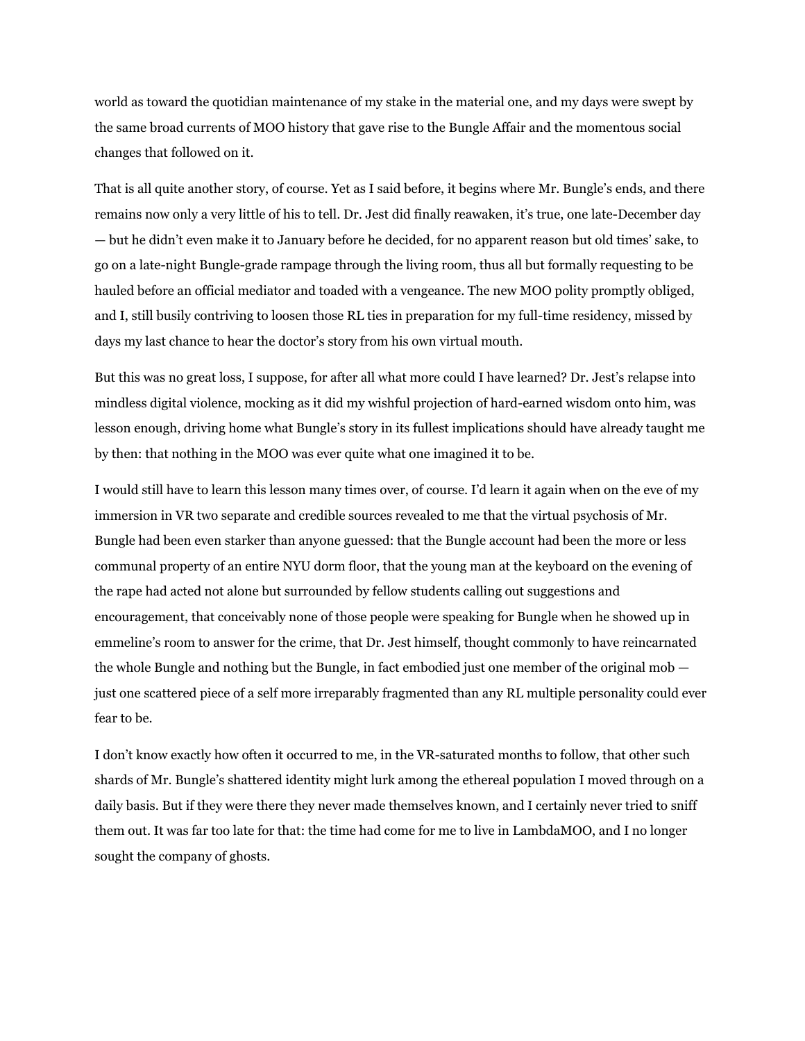world as toward the quotidian maintenance of my stake in the material one, and my days were swept by the same broad currents of MOO history that gave rise to the Bungle Affair and the momentous social changes that followed on it.

That is all quite another story, of course. Yet as I said before, it begins where Mr. Bungle's ends, and there remains now only a very little of his to tell. Dr. Jest did finally reawaken, it's true, one late-December day — but he didn't even make it to January before he decided, for no apparent reason but old times' sake, to go on a late-night Bungle-grade rampage through the living room, thus all but formally requesting to be hauled before an official mediator and toaded with a vengeance. The new MOO polity promptly obliged, and I, still busily contriving to loosen those RL ties in preparation for my full-time residency, missed by days my last chance to hear the doctor's story from his own virtual mouth.

But this was no great loss, I suppose, for after all what more could I have learned? Dr. Jest's relapse into mindless digital violence, mocking as it did my wishful projection of hard-earned wisdom onto him, was lesson enough, driving home what Bungle's story in its fullest implications should have already taught me by then: that nothing in the MOO was ever quite what one imagined it to be.

I would still have to learn this lesson many times over, of course. I'd learn it again when on the eve of my immersion in VR two separate and credible sources revealed to me that the virtual psychosis of Mr. Bungle had been even starker than anyone guessed: that the Bungle account had been the more or less communal property of an entire NYU dorm floor, that the young man at the keyboard on the evening of the rape had acted not alone but surrounded by fellow students calling out suggestions and encouragement, that conceivably none of those people were speaking for Bungle when he showed up in emmeline's room to answer for the crime, that Dr. Jest himself, thought commonly to have reincarnated the whole Bungle and nothing but the Bungle, in fact embodied just one member of the original mob — just one scattered piece of a self more irreparably fragmented than any RL multiple personality could ever fear to be.

I don't know exactly how often it occurred to me, in the VR-saturated months to follow, that other such shards of Mr. Bungle's shattered identity might lurk among the ethereal population I moved through on a daily basis. But if they were there they never made themselves known, and I certainly never tried to sniff them out. It was far too late for that: the time had come for me to live in LambdaMOO, and I no longer sought the company of ghosts.